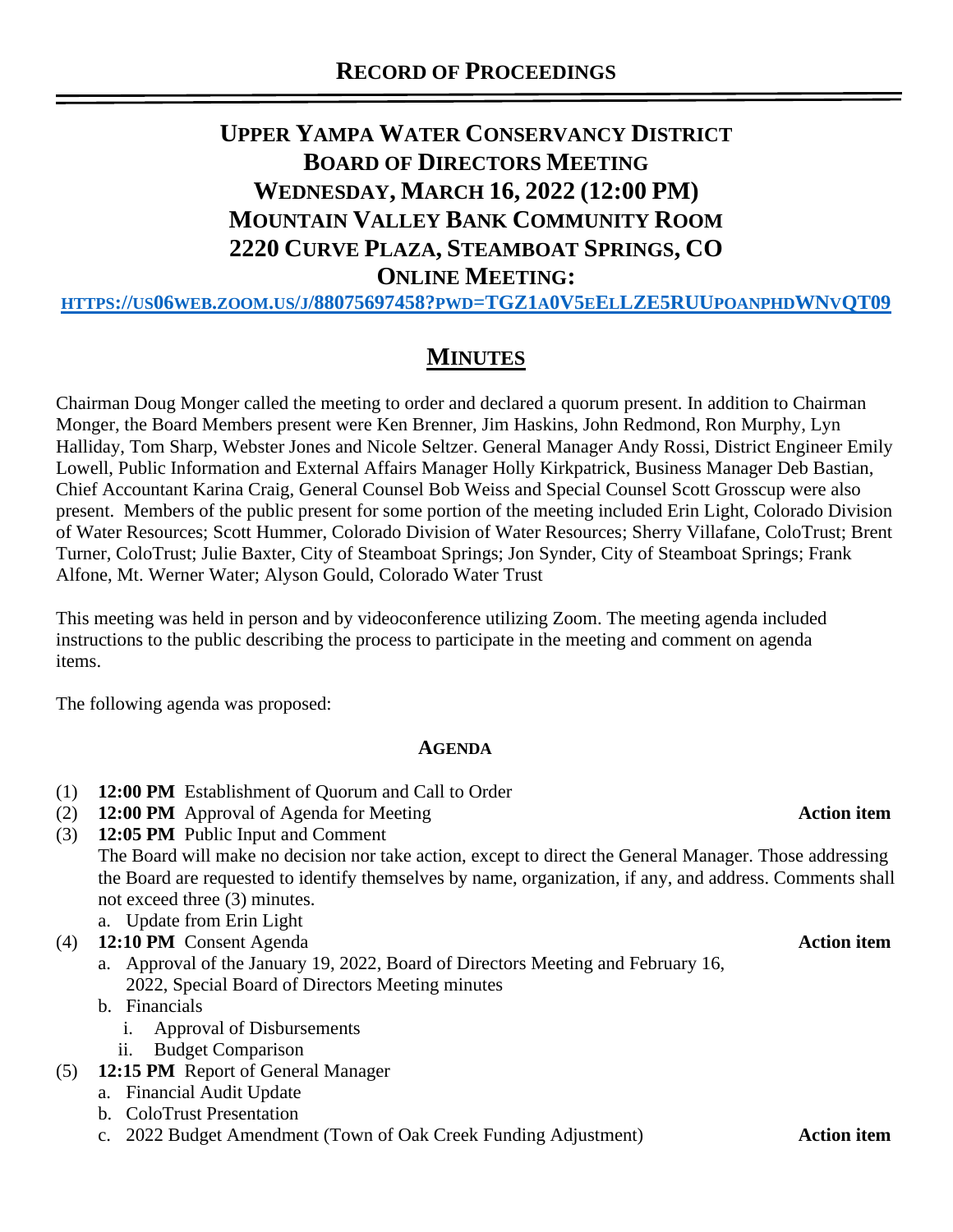# RECORD OF PROCEEDINGS

## UPPER YAMPA WATER CONSERVANCY DISTRICT
## BOARD OF DIRECTORS MEETING
## WEDNESDAY, MARCH 16, 2022 (12:00 PM)
## MOUNTAIN VALLEY BANK COMMUNITY ROOM
## 2220 CURVE PLAZA, STEAMBOAT SPRINGS, CO
## ONLINE MEETING:

HTTPS://US06WEB.ZOOM.US/J/88075697458?PWD=TGZ1A0V5EELLZE5RUUPOANPHDWNVQT09

## MINUTES

Chairman Doug Monger called the meeting to order and declared a quorum present. In addition to Chairman Monger, the Board Members present were Ken Brenner, Jim Haskins, John Redmond, Ron Murphy, Lyn Halliday, Tom Sharp, Webster Jones and Nicole Seltzer. General Manager Andy Rossi, District Engineer Emily Lowell, Public Information and External Affairs Manager Holly Kirkpatrick, Business Manager Deb Bastian, Chief Accountant Karina Craig, General Counsel Bob Weiss and Special Counsel Scott Grosscup were also present. Members of the public present for some portion of the meeting included Erin Light, Colorado Division of Water Resources; Scott Hummer, Colorado Division of Water Resources; Sherry Villafane, ColoTrust; Brent Turner, ColoTrust; Julie Baxter, City of Steamboat Springs; Jon Synder, City of Steamboat Springs; Frank Alfone, Mt. Werner Water; Alyson Gould, Colorado Water Trust

This meeting was held in person and by videoconference utilizing Zoom. The meeting agenda included instructions to the public describing the process to participate in the meeting and comment on agenda items.

The following agenda was proposed:

### AGENDA

(1) **12:00 PM** Establishment of Quorum and Call to Order

(2) **12:00 PM** Approval of Agenda for Meeting — **Action item**

(3) **12:05 PM** Public Input and Comment
The Board will make no decision nor take action, except to direct the General Manager. Those addressing the Board are requested to identify themselves by name, organization, if any, and address. Comments shall not exceed three (3) minutes.
   a. Update from Erin Light

(4) **12:10 PM** Consent Agenda — **Action item**
   a. Approval of the January 19, 2022, Board of Directors Meeting and February 16, 2022, Special Board of Directors Meeting minutes
   b. Financials
      i. Approval of Disbursements
      ii. Budget Comparison

(5) **12:15 PM** Report of General Manager
   a. Financial Audit Update
   b. ColoTrust Presentation
   c. 2022 Budget Amendment (Town of Oak Creek Funding Adjustment) — **Action item**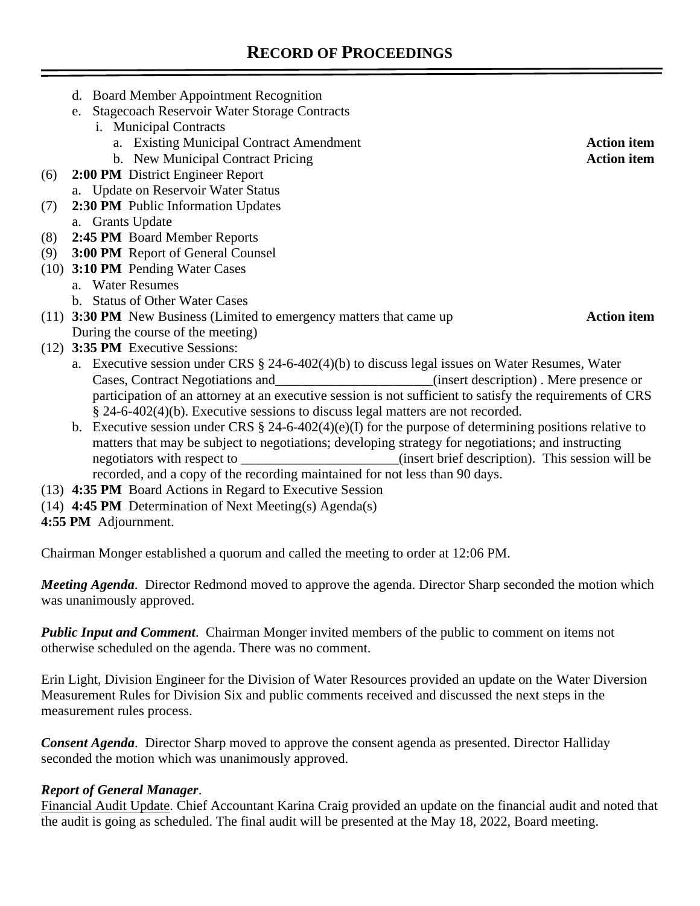# RECORD OF PROCEEDINGS

- d. Board Member Appointment Recognition
- e. Stagecoach Reservoir Water Storage Contracts
  - i. Municipal Contracts
    - a. Existing Municipal Contract Amendment **Action item**
    - b. New Municipal Contract Pricing **Action item**

(6) **2:00 PM** District Engineer Report
- a. Update on Reservoir Water Status

(7) **2:30 PM** Public Information Updates
- a. Grants Update

(8) **2:45 PM** Board Member Reports

(9) **3:00 PM** Report of General Counsel

(10) **3:10 PM** Pending Water Cases
- a. Water Resumes
- b. Status of Other Water Cases

(11) **3:30 PM** New Business (Limited to emergency matters that came up During the course of the meeting) **Action item**

(12) **3:35 PM** Executive Sessions:
- a. Executive session under CRS § 24-6-402(4)(b) to discuss legal issues on Water Resumes, Water Cases, Contract Negotiations and_______________________(insert description) . Mere presence or participation of an attorney at an executive session is not sufficient to satisfy the requirements of CRS § 24-6-402(4)(b). Executive sessions to discuss legal matters are not recorded.
- b. Executive session under CRS § 24-6-402(4)(e)(I) for the purpose of determining positions relative to matters that may be subject to negotiations; developing strategy for negotiations; and instructing negotiators with respect to _______________________(insert brief description). This session will be recorded, and a copy of the recording maintained for not less than 90 days.

(13) **4:35 PM** Board Actions in Regard to Executive Session

(14) **4:45 PM** Determination of Next Meeting(s) Agenda(s)

**4:55 PM** Adjournment.

Chairman Monger established a quorum and called the meeting to order at 12:06 PM.

***Meeting Agenda***. Director Redmond moved to approve the agenda. Director Sharp seconded the motion which was unanimously approved.

***Public Input and Comment***. Chairman Monger invited members of the public to comment on items not otherwise scheduled on the agenda. There was no comment.

Erin Light, Division Engineer for the Division of Water Resources provided an update on the Water Diversion Measurement Rules for Division Six and public comments received and discussed the next steps in the measurement rules process.

***Consent Agenda***. Director Sharp moved to approve the consent agenda as presented. Director Halliday seconded the motion which was unanimously approved.

***Report of General Manager***.

<u>Financial Audit Update</u>. Chief Accountant Karina Craig provided an update on the financial audit and noted that the audit is going as scheduled. The final audit will be presented at the May 18, 2022, Board meeting.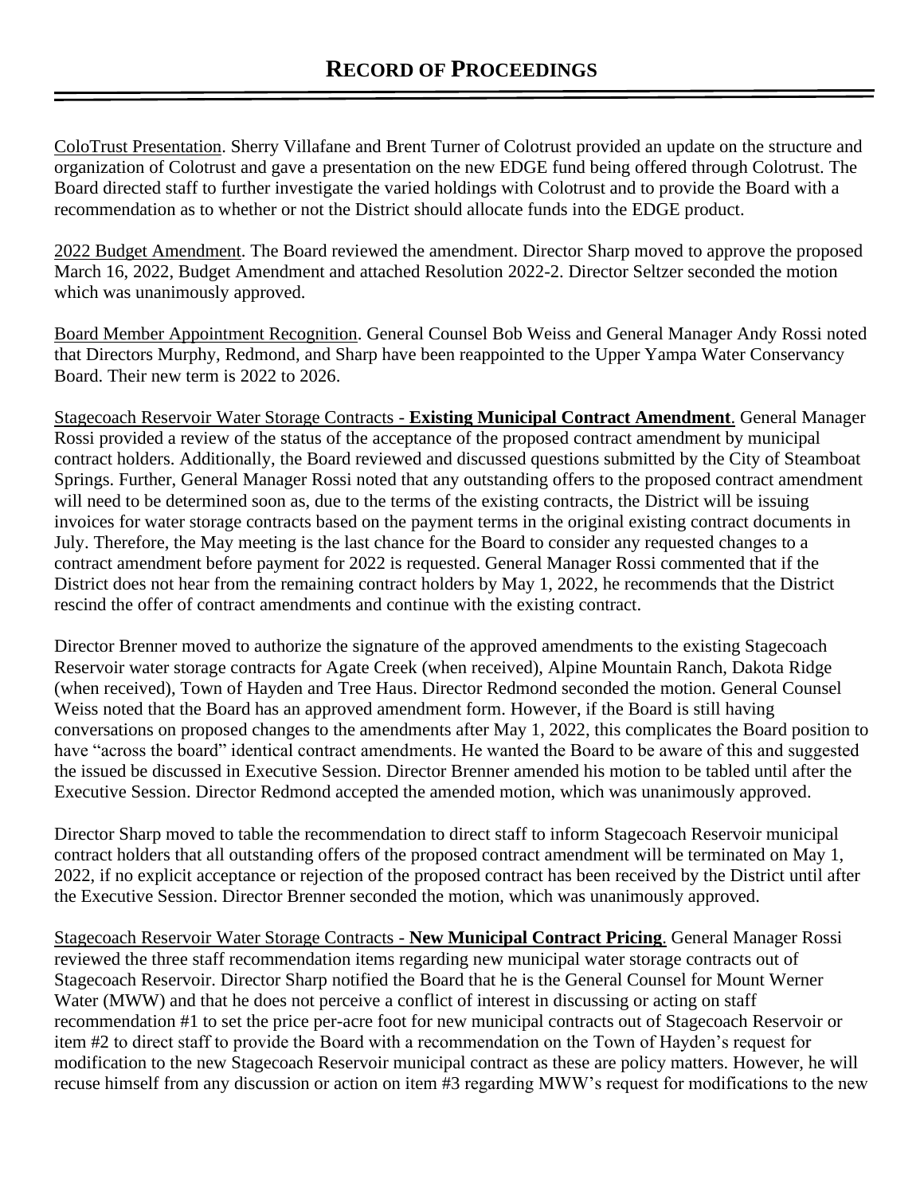# RECORD OF PROCEEDINGS

ColoTrust Presentation. Sherry Villafane and Brent Turner of Colotrust provided an update on the structure and organization of Colotrust and gave a presentation on the new EDGE fund being offered through Colotrust. The Board directed staff to further investigate the varied holdings with Colotrust and to provide the Board with a recommendation as to whether or not the District should allocate funds into the EDGE product.

2022 Budget Amendment. The Board reviewed the amendment. Director Sharp moved to approve the proposed March 16, 2022, Budget Amendment and attached Resolution 2022-2. Director Seltzer seconded the motion which was unanimously approved.

Board Member Appointment Recognition. General Counsel Bob Weiss and General Manager Andy Rossi noted that Directors Murphy, Redmond, and Sharp have been reappointed to the Upper Yampa Water Conservancy Board. Their new term is 2022 to 2026.

Stagecoach Reservoir Water Storage Contracts - **Existing Municipal Contract Amendment**. General Manager Rossi provided a review of the status of the acceptance of the proposed contract amendment by municipal contract holders. Additionally, the Board reviewed and discussed questions submitted by the City of Steamboat Springs. Further, General Manager Rossi noted that any outstanding offers to the proposed contract amendment will need to be determined soon as, due to the terms of the existing contracts, the District will be issuing invoices for water storage contracts based on the payment terms in the original existing contract documents in July. Therefore, the May meeting is the last chance for the Board to consider any requested changes to a contract amendment before payment for 2022 is requested. General Manager Rossi commented that if the District does not hear from the remaining contract holders by May 1, 2022, he recommends that the District rescind the offer of contract amendments and continue with the existing contract.

Director Brenner moved to authorize the signature of the approved amendments to the existing Stagecoach Reservoir water storage contracts for Agate Creek (when received), Alpine Mountain Ranch, Dakota Ridge (when received), Town of Hayden and Tree Haus. Director Redmond seconded the motion. General Counsel Weiss noted that the Board has an approved amendment form. However, if the Board is still having conversations on proposed changes to the amendments after May 1, 2022, this complicates the Board position to have "across the board" identical contract amendments. He wanted the Board to be aware of this and suggested the issued be discussed in Executive Session. Director Brenner amended his motion to be tabled until after the Executive Session. Director Redmond accepted the amended motion, which was unanimously approved.

Director Sharp moved to table the recommendation to direct staff to inform Stagecoach Reservoir municipal contract holders that all outstanding offers of the proposed contract amendment will be terminated on May 1, 2022, if no explicit acceptance or rejection of the proposed contract has been received by the District until after the Executive Session. Director Brenner seconded the motion, which was unanimously approved.

Stagecoach Reservoir Water Storage Contracts - **New Municipal Contract Pricing**. General Manager Rossi reviewed the three staff recommendation items regarding new municipal water storage contracts out of Stagecoach Reservoir. Director Sharp notified the Board that he is the General Counsel for Mount Werner Water (MWW) and that he does not perceive a conflict of interest in discussing or acting on staff recommendation #1 to set the price per-acre foot for new municipal contracts out of Stagecoach Reservoir or item #2 to direct staff to provide the Board with a recommendation on the Town of Hayden's request for modification to the new Stagecoach Reservoir municipal contract as these are policy matters. However, he will recuse himself from any discussion or action on item #3 regarding MWW's request for modifications to the new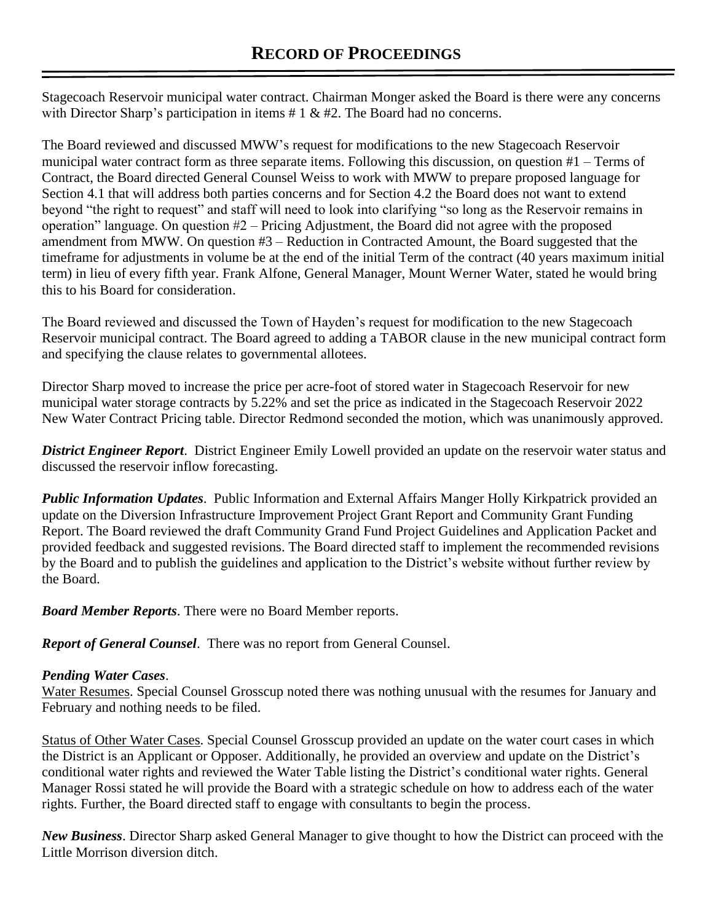# RECORD OF PROCEEDINGS

Stagecoach Reservoir municipal water contract. Chairman Monger asked the Board is there were any concerns with Director Sharp's participation in items # 1 & #2. The Board had no concerns.

The Board reviewed and discussed MWW's request for modifications to the new Stagecoach Reservoir municipal water contract form as three separate items. Following this discussion, on question #1 – Terms of Contract, the Board directed General Counsel Weiss to work with MWW to prepare proposed language for Section 4.1 that will address both parties concerns and for Section 4.2 the Board does not want to extend beyond "the right to request" and staff will need to look into clarifying "so long as the Reservoir remains in operation" language. On question #2 – Pricing Adjustment, the Board did not agree with the proposed amendment from MWW. On question #3 – Reduction in Contracted Amount, the Board suggested that the timeframe for adjustments in volume be at the end of the initial Term of the contract (40 years maximum initial term) in lieu of every fifth year. Frank Alfone, General Manager, Mount Werner Water, stated he would bring this to his Board for consideration.

The Board reviewed and discussed the Town of Hayden's request for modification to the new Stagecoach Reservoir municipal contract. The Board agreed to adding a TABOR clause in the new municipal contract form and specifying the clause relates to governmental allotees.

Director Sharp moved to increase the price per acre-foot of stored water in Stagecoach Reservoir for new municipal water storage contracts by 5.22% and set the price as indicated in the Stagecoach Reservoir 2022 New Water Contract Pricing table. Director Redmond seconded the motion, which was unanimously approved.

***District Engineer Report***. District Engineer Emily Lowell provided an update on the reservoir water status and discussed the reservoir inflow forecasting.

***Public Information Updates***. Public Information and External Affairs Manger Holly Kirkpatrick provided an update on the Diversion Infrastructure Improvement Project Grant Report and Community Grant Funding Report. The Board reviewed the draft Community Grand Fund Project Guidelines and Application Packet and provided feedback and suggested revisions. The Board directed staff to implement the recommended revisions by the Board and to publish the guidelines and application to the District's website without further review by the Board.

***Board Member Reports***. There were no Board Member reports.

***Report of General Counsel***. There was no report from General Counsel.

***Pending Water Cases***.

Water Resumes. Special Counsel Grosscup noted there was nothing unusual with the resumes for January and February and nothing needs to be filed.

Status of Other Water Cases. Special Counsel Grosscup provided an update on the water court cases in which the District is an Applicant or Opposer. Additionally, he provided an overview and update on the District's conditional water rights and reviewed the Water Table listing the District's conditional water rights. General Manager Rossi stated he will provide the Board with a strategic schedule on how to address each of the water rights. Further, the Board directed staff to engage with consultants to begin the process.

***New Business***. Director Sharp asked General Manager to give thought to how the District can proceed with the Little Morrison diversion ditch.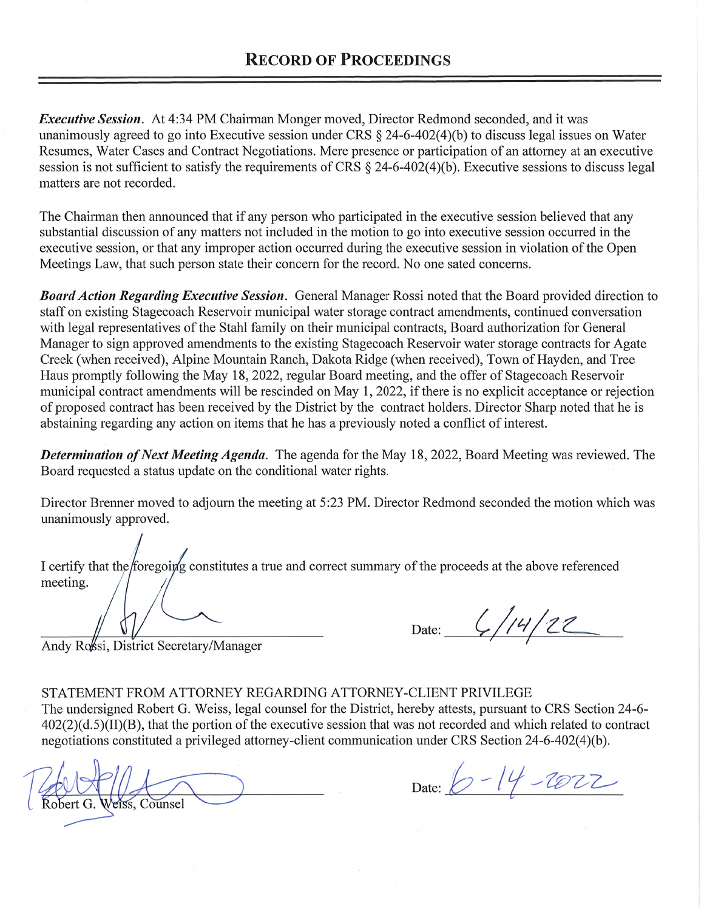## RECORD OF PROCEEDINGS

***Executive Session***. At 4:34 PM Chairman Monger moved, Director Redmond seconded, and it was unanimously agreed to go into Executive session under CRS § 24-6-402(4)(b) to discuss legal issues on Water Resumes, Water Cases and Contract Negotiations. Mere presence or participation of an attorney at an executive session is not sufficient to satisfy the requirements of CRS § 24-6-402(4)(b). Executive sessions to discuss legal matters are not recorded.

The Chairman then announced that if any person who participated in the executive session believed that any substantial discussion of any matters not included in the motion to go into executive session occurred in the executive session, or that any improper action occurred during the executive session in violation of the Open Meetings Law, that such person state their concern for the record. No one sated concerns.

***Board Action Regarding Executive Session***. General Manager Rossi noted that the Board provided direction to staff on existing Stagecoach Reservoir municipal water storage contract amendments, continued conversation with legal representatives of the Stahl family on their municipal contracts, Board authorization for General Manager to sign approved amendments to the existing Stagecoach Reservoir water storage contracts for Agate Creek (when received), Alpine Mountain Ranch, Dakota Ridge (when received), Town of Hayden, and Tree Haus promptly following the May 18, 2022, regular Board meeting, and the offer of Stagecoach Reservoir municipal contract amendments will be rescinded on May 1, 2022, if there is no explicit acceptance or rejection of proposed contract has been received by the District by the contract holders. Director Sharp noted that he is abstaining regarding any action on items that he has a previously noted a conflict of interest.

***Determination of Next Meeting Agenda***. The agenda for the May 18, 2022, Board Meeting was reviewed. The Board requested a status update on the conditional water rights.

Director Brenner moved to adjourn the meeting at 5:23 PM. Director Redmond seconded the motion which was unanimously approved.

I certify that the foregoing constitutes a true and correct summary of the proceeds at the above referenced meeting.

Andy Rossi, District Secretary/Manager

Date: 6/14/22

STATEMENT FROM ATTORNEY REGARDING ATTORNEY-CLIENT PRIVILEGE
The undersigned Robert G. Weiss, legal counsel for the District, hereby attests, pursuant to CRS Section 24-6-402(2)(d.5)(II)(B), that the portion of the executive session that was not recorded and which related to contract negotiations constituted a privileged attorney-client communication under CRS Section 24-6-402(4)(b).

Robert G. Weiss, Counsel

Date: 6-14-2022